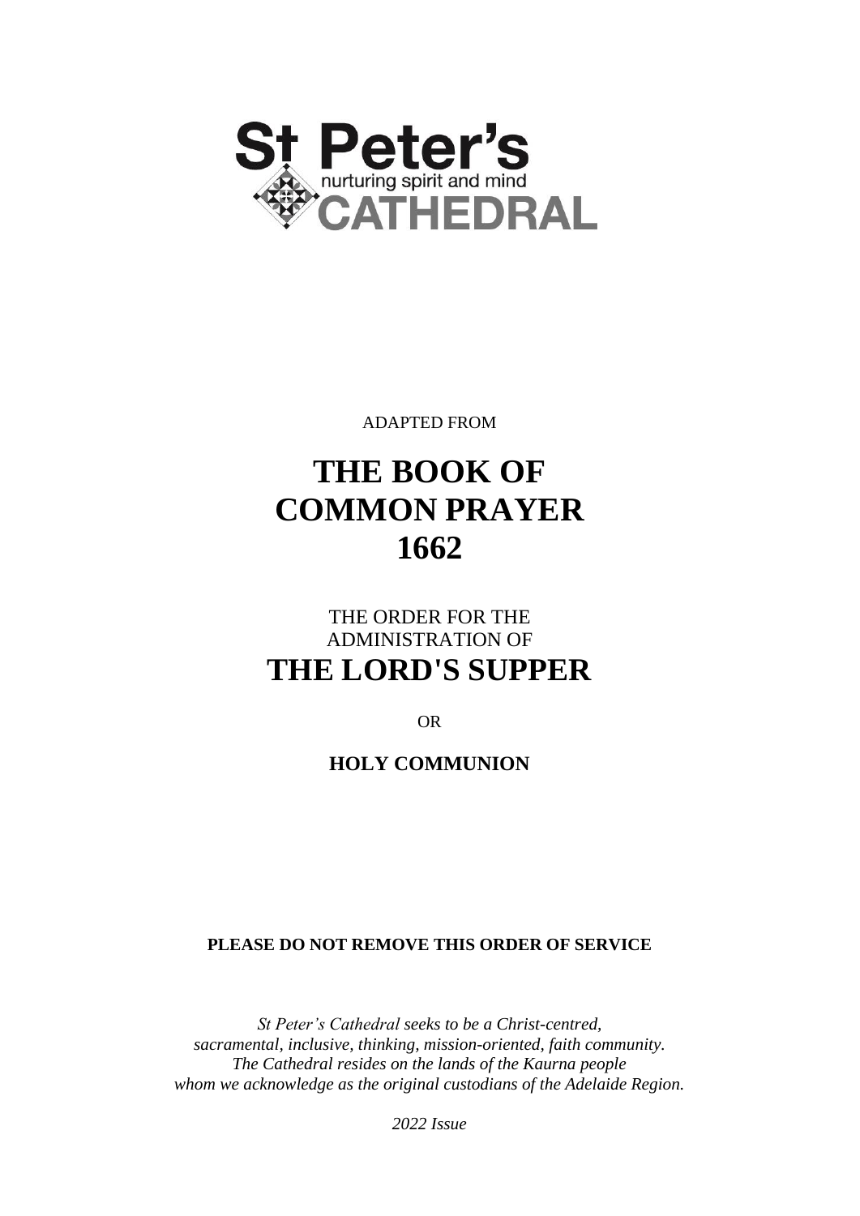St Peter's
nurturing spirit and mind
CATHEDRAL

ADAPTED FROM

# THE BOOK OF COMMON PRAYER 1662

THE ORDER FOR THE ADMINISTRATION OF

# THE LORD'S SUPPER

OR

**HOLY COMMUNION**

**PLEASE DO NOT REMOVE THIS ORDER OF SERVICE**

*St Peter's Cathedral seeks to be a Christ-centred, sacramental, inclusive, thinking, mission-oriented, faith community. The Cathedral resides on the lands of the Kaurna people whom we acknowledge as the original custodians of the Adelaide Region.*

*2022 Issue*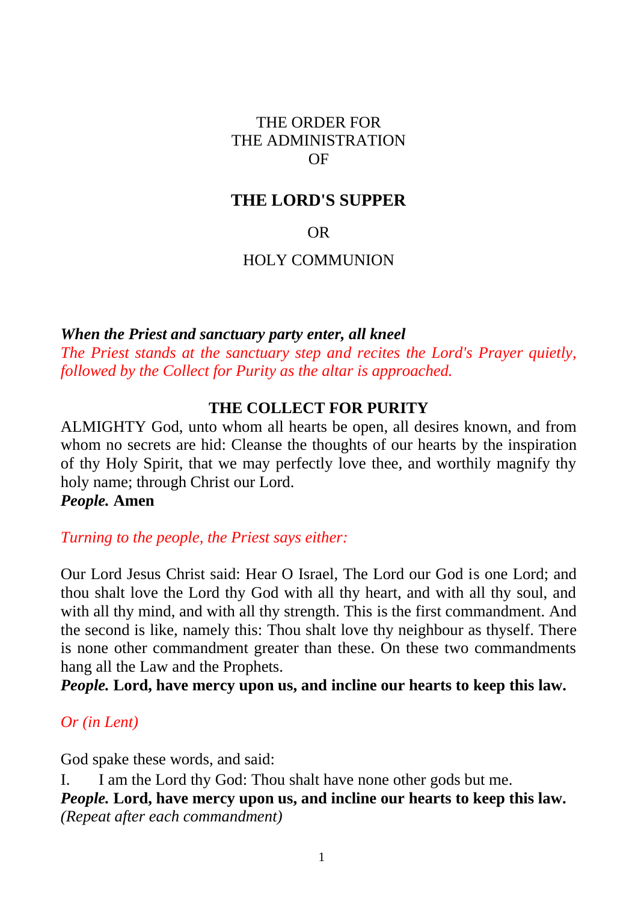THE ORDER FOR
THE ADMINISTRATION
OF

# THE LORD'S SUPPER

OR

HOLY COMMUNION

***When the Priest and sanctuary party enter, all kneel***

*The Priest stands at the sanctuary step and recites the Lord's Prayer quietly, followed by the Collect for Purity as the altar is approached.*

## THE COLLECT FOR PURITY

ALMIGHTY God, unto whom all hearts be open, all desires known, and from whom no secrets are hid: Cleanse the thoughts of our hearts by the inspiration of thy Holy Spirit, that we may perfectly love thee, and worthily magnify thy holy name; through Christ our Lord.

***People.*** **Amen**

*Turning to the people, the Priest says either:*

Our Lord Jesus Christ said: Hear O Israel, The Lord our God is one Lord; and thou shalt love the Lord thy God with all thy heart, and with all thy soul, and with all thy mind, and with all thy strength. This is the first commandment. And the second is like, namely this: Thou shalt love thy neighbour as thyself. There is none other commandment greater than these. On these two commandments hang all the Law and the Prophets.

***People.*** **Lord, have mercy upon us, and incline our hearts to keep this law.**

*Or (in Lent)*

God spake these words, and said:

I. I am the Lord thy God: Thou shalt have none other gods but me.

***People.*** **Lord, have mercy upon us, and incline our hearts to keep this law.**

*(Repeat after each commandment)*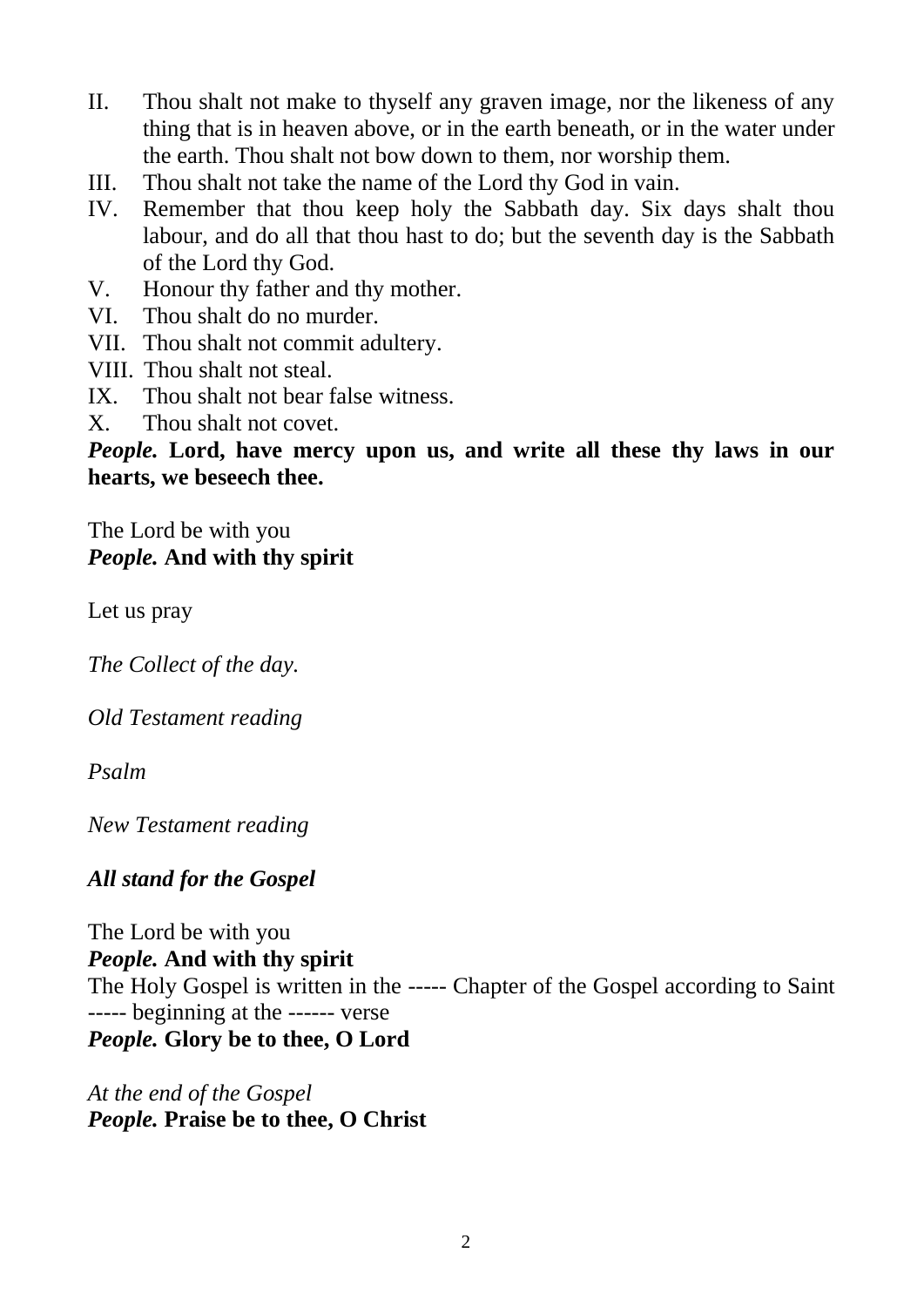II. Thou shalt not make to thyself any graven image, nor the likeness of any thing that is in heaven above, or in the earth beneath, or in the water under the earth. Thou shalt not bow down to them, nor worship them.
III. Thou shalt not take the name of the Lord thy God in vain.
IV. Remember that thou keep holy the Sabbath day. Six days shalt thou labour, and do all that thou hast to do; but the seventh day is the Sabbath of the Lord thy God.
V. Honour thy father and thy mother.
VI. Thou shalt do no murder.
VII. Thou shalt not commit adultery.
VIII. Thou shalt not steal.
IX. Thou shalt not bear false witness.
X. Thou shalt not covet.

***People.* Lord, have mercy upon us, and write all these thy laws in our hearts, we beseech thee.**

The Lord be with you
***People.* And with thy spirit**

Let us pray

*The Collect of the day.*

*Old Testament reading*

*Psalm*

*New Testament reading*

***All stand for the Gospel***

The Lord be with you
***People.* And with thy spirit**
The Holy Gospel is written in the ----- Chapter of the Gospel according to Saint ----- beginning at the ------ verse
***People.* Glory be to thee, O Lord**

*At the end of the Gospel*
***People.* Praise be to thee, O Christ**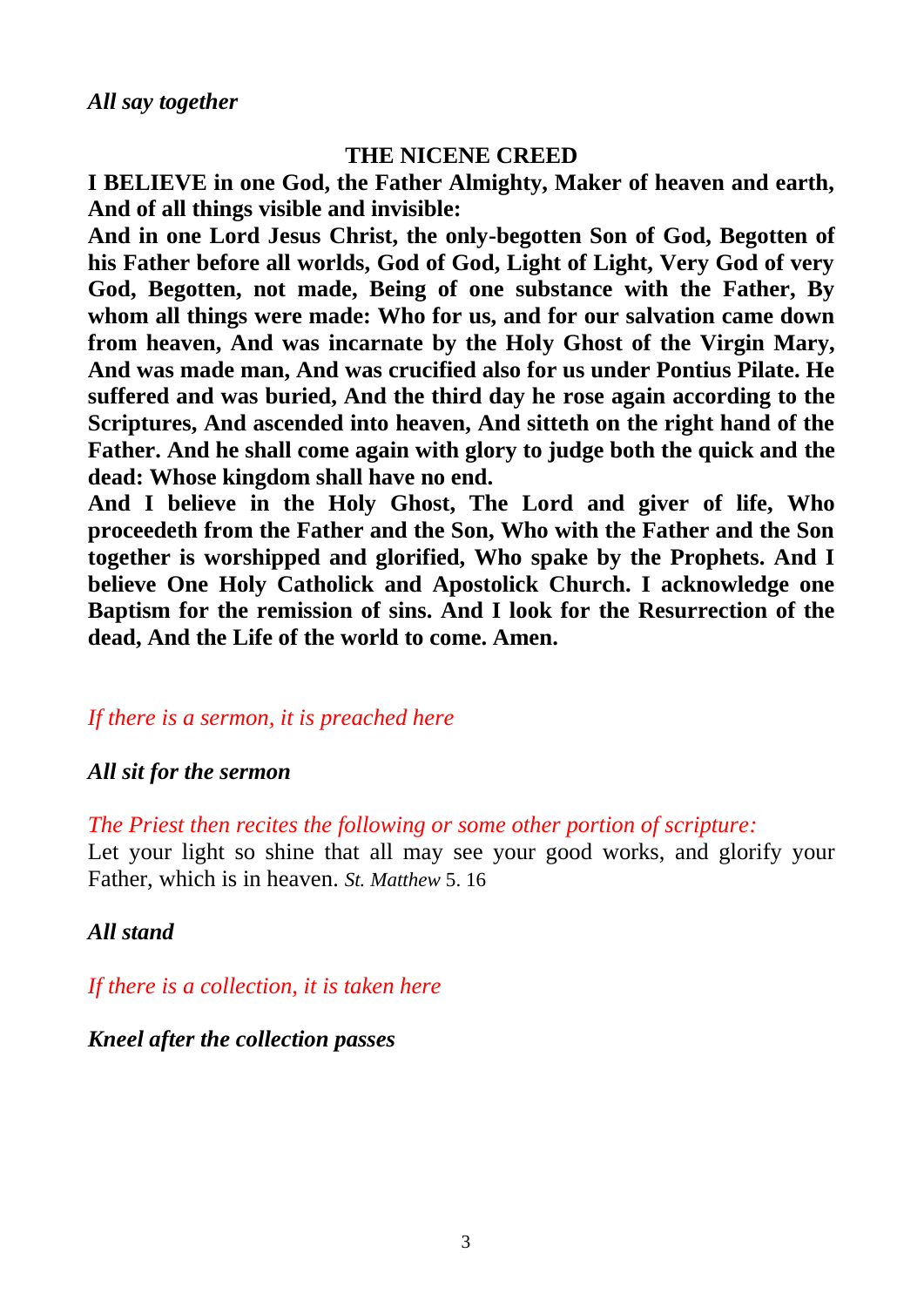*All say together*

## THE NICENE CREED

**I BELIEVE in one God, the Father Almighty, Maker of heaven and earth, And of all things visible and invisible:**

**And in one Lord Jesus Christ, the only-begotten Son of God, Begotten of his Father before all worlds, God of God, Light of Light, Very God of very God, Begotten, not made, Being of one substance with the Father, By whom all things were made: Who for us, and for our salvation came down from heaven, And was incarnate by the Holy Ghost of the Virgin Mary, And was made man, And was crucified also for us under Pontius Pilate. He suffered and was buried, And the third day he rose again according to the Scriptures, And ascended into heaven, And sitteth on the right hand of the Father. And he shall come again with glory to judge both the quick and the dead: Whose kingdom shall have no end.**

**And I believe in the Holy Ghost, The Lord and giver of life, Who proceedeth from the Father and the Son, Who with the Father and the Son together is worshipped and glorified, Who spake by the Prophets. And I believe One Holy Catholick and Apostolick Church. I acknowledge one Baptism for the remission of sins. And I look for the Resurrection of the dead, And the Life of the world to come. Amen.**

*If there is a sermon, it is preached here*

***All sit for the sermon***

*The Priest then recites the following or some other portion of scripture:*

Let your light so shine that all may see your good works, and glorify your Father, which is in heaven. *St. Matthew* 5. 16

***All stand***

*If there is a collection, it is taken here*

***Kneel after the collection passes***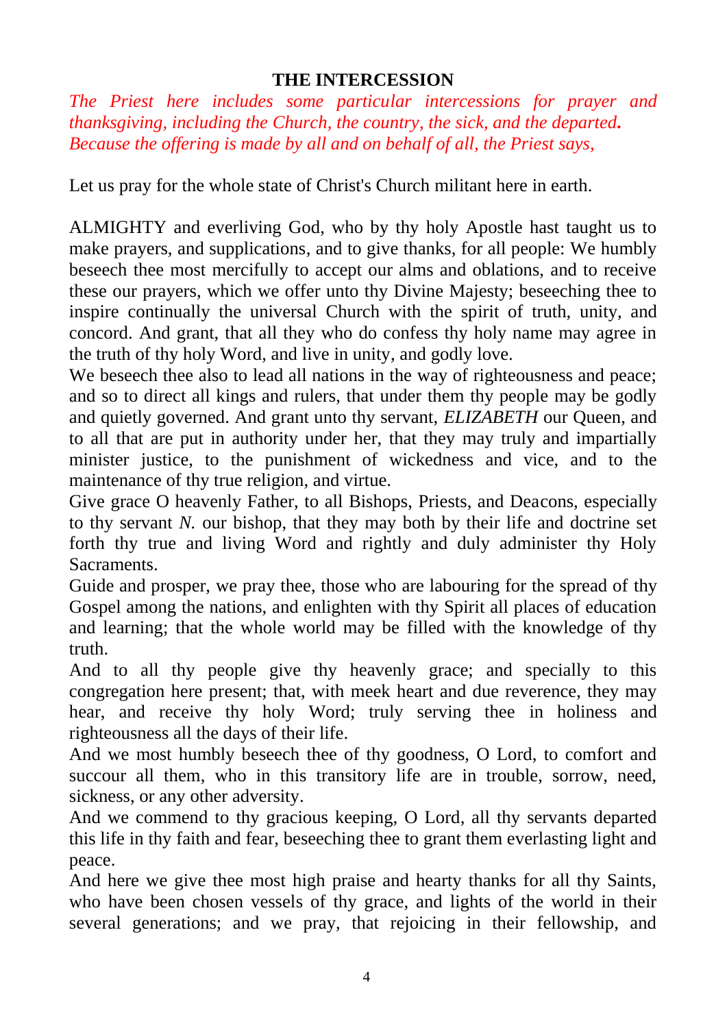## THE INTERCESSION

*The Priest here includes some particular intercessions for prayer and thanksgiving, including the Church, the country, the sick, and the departed.* ***.***
*Because the offering is made by all and on behalf of all, the Priest says,*

Let us pray for the whole state of Christ's Church militant here in earth.

ALMIGHTY and everliving God, who by thy holy Apostle hast taught us to make prayers, and supplications, and to give thanks, for all people: We humbly beseech thee most mercifully to accept our alms and oblations, and to receive these our prayers, which we offer unto thy Divine Majesty; beseeching thee to inspire continually the universal Church with the spirit of truth, unity, and concord. And grant, that all they who do confess thy holy name may agree in the truth of thy holy Word, and live in unity, and godly love.

We beseech thee also to lead all nations in the way of righteousness and peace; and so to direct all kings and rulers, that under them thy people may be godly and quietly governed. And grant unto thy servant, *ELIZABETH* our Queen, and to all that are put in authority under her, that they may truly and impartially minister justice, to the punishment of wickedness and vice, and to the maintenance of thy true religion, and virtue.

Give grace O heavenly Father, to all Bishops, Priests, and Deacons, especially to thy servant *N.* our bishop, that they may both by their life and doctrine set forth thy true and living Word and rightly and duly administer thy Holy Sacraments.

Guide and prosper, we pray thee, those who are labouring for the spread of thy Gospel among the nations, and enlighten with thy Spirit all places of education and learning; that the whole world may be filled with the knowledge of thy truth.

And to all thy people give thy heavenly grace; and specially to this congregation here present; that, with meek heart and due reverence, they may hear, and receive thy holy Word; truly serving thee in holiness and righteousness all the days of their life.

And we most humbly beseech thee of thy goodness, O Lord, to comfort and succour all them, who in this transitory life are in trouble, sorrow, need, sickness, or any other adversity.

And we commend to thy gracious keeping, O Lord, all thy servants departed this life in thy faith and fear, beseeching thee to grant them everlasting light and peace.

And here we give thee most high praise and hearty thanks for all thy Saints, who have been chosen vessels of thy grace, and lights of the world in their several generations; and we pray, that rejoicing in their fellowship, and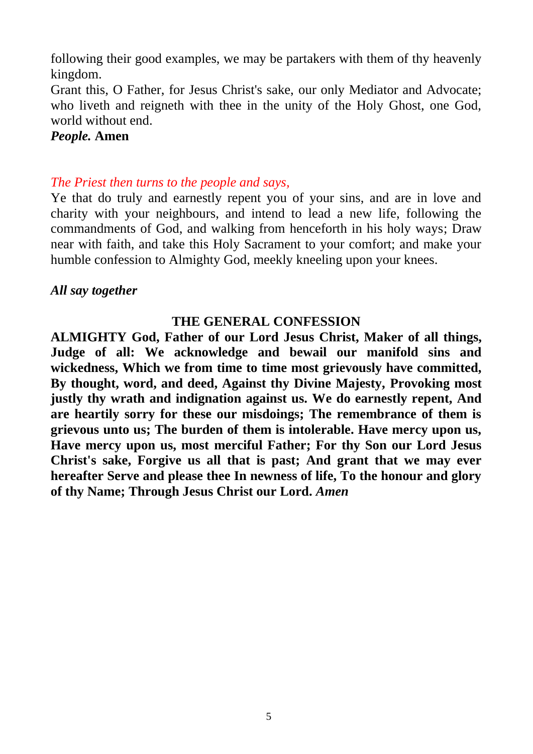following their good examples, we may be partakers with them of thy heavenly kingdom.

Grant this, O Father, for Jesus Christ's sake, our only Mediator and Advocate; who liveth and reigneth with thee in the unity of the Holy Ghost, one God, world without end.

***People.*** **Amen**

*The Priest then turns to the people and says,*

Ye that do truly and earnestly repent you of your sins, and are in love and charity with your neighbours, and intend to lead a new life, following the commandments of God, and walking from henceforth in his holy ways; Draw near with faith, and take this Holy Sacrament to your comfort; and make your humble confession to Almighty God, meekly kneeling upon your knees.

***All say together***

## THE GENERAL CONFESSION

**ALMIGHTY God, Father of our Lord Jesus Christ, Maker of all things, Judge of all: We acknowledge and bewail our manifold sins and wickedness, Which we from time to time most grievously have committed, By thought, word, and deed, Against thy Divine Majesty, Provoking most justly thy wrath and indignation against us. We do earnestly repent, And are heartily sorry for these our misdoings; The remembrance of them is grievous unto us; The burden of them is intolerable. Have mercy upon us, Have mercy upon us, most merciful Father; For thy Son our Lord Jesus Christ's sake, Forgive us all that is past; And grant that we may ever hereafter Serve and please thee In newness of life, To the honour and glory of thy Name; Through Jesus Christ our Lord.** ***Amen***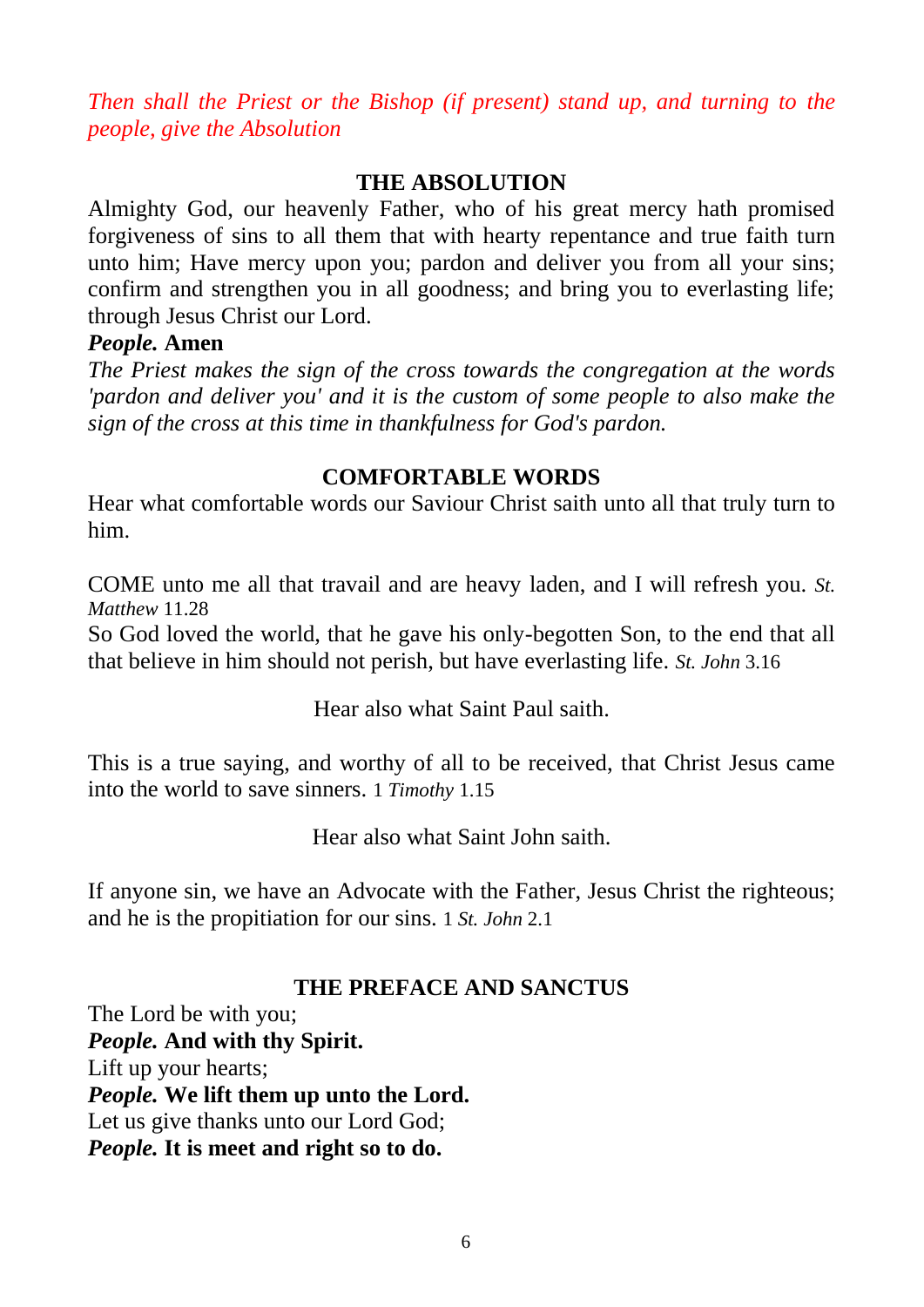*Then shall the Priest or the Bishop (if present) stand up, and turning to the people, give the Absolution*

## THE ABSOLUTION

Almighty God, our heavenly Father, who of his great mercy hath promised forgiveness of sins to all them that with hearty repentance and true faith turn unto him; Have mercy upon you; pardon and deliver you from all your sins; confirm and strengthen you in all goodness; and bring you to everlasting life; through Jesus Christ our Lord.

***People.* Amen**

*The Priest makes the sign of the cross towards the congregation at the words 'pardon and deliver you' and it is the custom of some people to also make the sign of the cross at this time in thankfulness for God's pardon.*

## COMFORTABLE WORDS

Hear what comfortable words our Saviour Christ saith unto all that truly turn to him.

COME unto me all that travail and are heavy laden, and I will refresh you. *St. Matthew* 11.28

So God loved the world, that he gave his only-begotten Son, to the end that all that believe in him should not perish, but have everlasting life. *St. John* 3.16

Hear also what Saint Paul saith.

This is a true saying, and worthy of all to be received, that Christ Jesus came into the world to save sinners. 1 *Timothy* 1.15

Hear also what Saint John saith.

If anyone sin, we have an Advocate with the Father, Jesus Christ the righteous; and he is the propitiation for our sins. 1 *St. John* 2.1

## THE PREFACE AND SANCTUS

The Lord be with you;
***People.* And with thy Spirit.**
Lift up your hearts;
***People.* We lift them up unto the Lord.**
Let us give thanks unto our Lord God;
***People.* It is meet and right so to do.**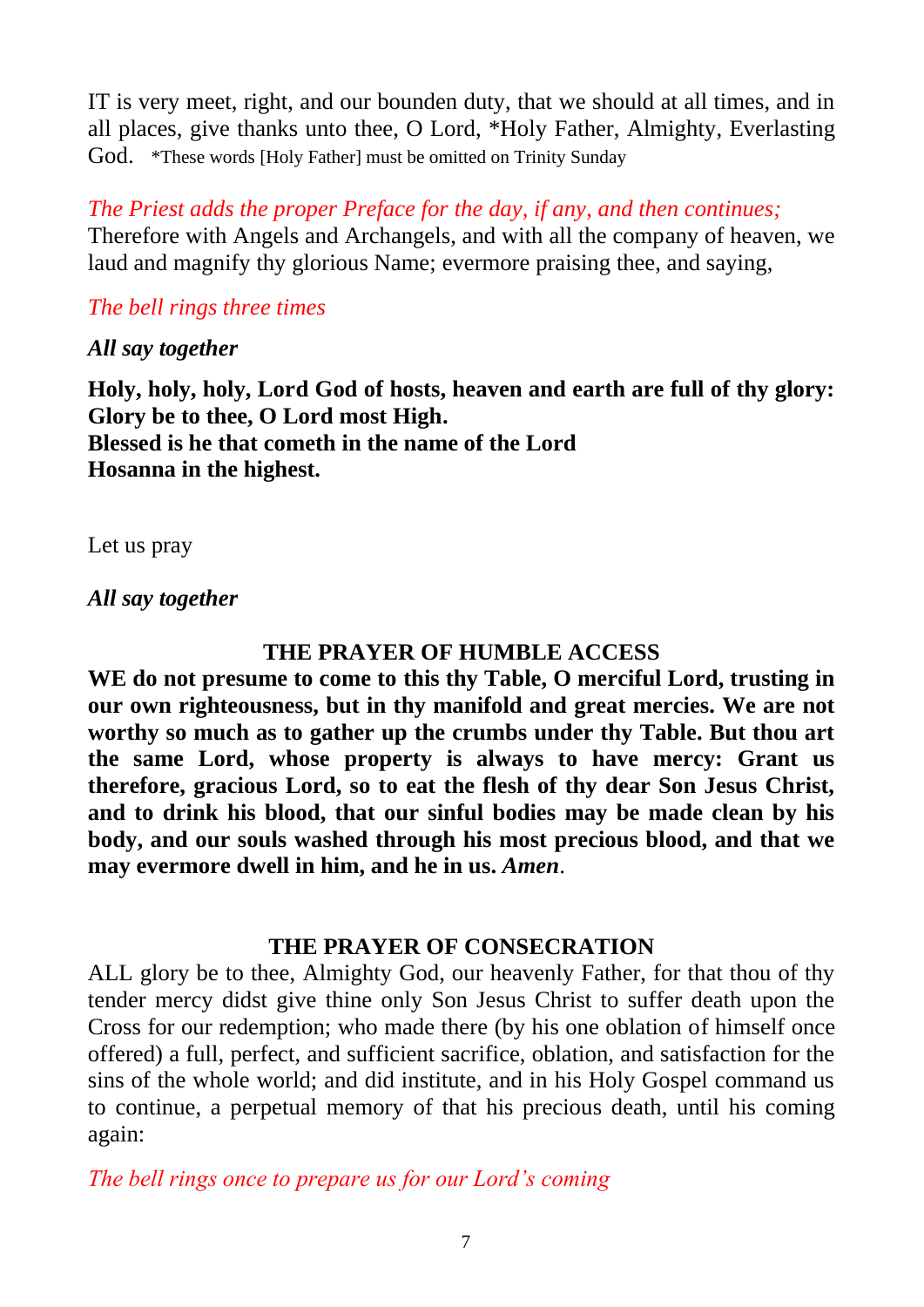IT is very meet, right, and our bounden duty, that we should at all times, and in all places, give thanks unto thee, O Lord, *Holy Father, Almighty, Everlasting God. *These words [Holy Father] must be omitted on Trinity Sunday

*The Priest adds the proper Preface for the day, if any, and then continues;*
Therefore with Angels and Archangels, and with all the company of heaven, we laud and magnify thy glorious Name; evermore praising thee, and saying,

*The bell rings three times*

***All say together***

**Holy, holy, holy, Lord God of hosts, heaven and earth are full of thy glory:**
**Glory be to thee, O Lord most High.**
**Blessed is he that cometh in the name of the Lord**
**Hosanna in the highest.**

Let us pray

***All say together***

**THE PRAYER OF HUMBLE ACCESS**

**WE do not presume to come to this thy Table, O merciful Lord, trusting in our own righteousness, but in thy manifold and great mercies. We are not worthy so much as to gather up the crumbs under thy Table. But thou art the same Lord, whose property is always to have mercy: Grant us therefore, gracious Lord, so to eat the flesh of thy dear Son Jesus Christ, and to drink his blood, that our sinful bodies may be made clean by his body, and our souls washed through his most precious blood, and that we may evermore dwell in him, and he in us. *Amen*.**

**THE PRAYER OF CONSECRATION**

ALL glory be to thee, Almighty God, our heavenly Father, for that thou of thy tender mercy didst give thine only Son Jesus Christ to suffer death upon the Cross for our redemption; who made there (by his one oblation of himself once offered) a full, perfect, and sufficient sacrifice, oblation, and satisfaction for the sins of the whole world; and did institute, and in his Holy Gospel command us to continue, a perpetual memory of that his precious death, until his coming again:

*The bell rings once to prepare us for our Lord's coming*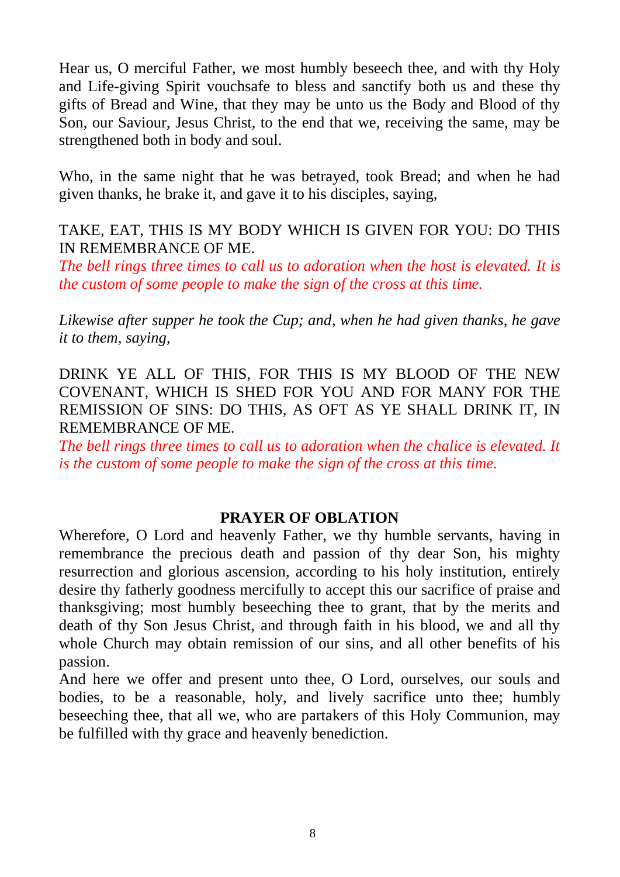Hear us, O merciful Father, we most humbly beseech thee, and with thy Holy and Life-giving Spirit vouchsafe to bless and sanctify both us and these thy gifts of Bread and Wine, that they may be unto us the Body and Blood of thy Son, our Saviour, Jesus Christ, to the end that we, receiving the same, may be strengthened both in body and soul.

Who, in the same night that he was betrayed, took Bread; and when he had given thanks, he brake it, and gave it to his disciples, saying,

TAKE, EAT, THIS IS MY BODY WHICH IS GIVEN FOR YOU: DO THIS IN REMEMBRANCE OF ME.
*The bell rings three times to call us to adoration when the host is elevated. It is the custom of some people to make the sign of the cross at this time.*

*Likewise after supper he took the Cup; and, when he had given thanks, he gave it to them, saying,*

DRINK YE ALL OF THIS, FOR THIS IS MY BLOOD OF THE NEW COVENANT, WHICH IS SHED FOR YOU AND FOR MANY FOR THE REMISSION OF SINS: DO THIS, AS OFT AS YE SHALL DRINK IT, IN REMEMBRANCE OF ME.
*The bell rings three times to call us to adoration when the chalice is elevated. It is the custom of some people to make the sign of the cross at this time.*

## PRAYER OF OBLATION

Wherefore, O Lord and heavenly Father, we thy humble servants, having in remembrance the precious death and passion of thy dear Son, his mighty resurrection and glorious ascension, according to his holy institution, entirely desire thy fatherly goodness mercifully to accept this our sacrifice of praise and thanksgiving; most humbly beseeching thee to grant, that by the merits and death of thy Son Jesus Christ, and through faith in his blood, we and all thy whole Church may obtain remission of our sins, and all other benefits of his passion.

And here we offer and present unto thee, O Lord, ourselves, our souls and bodies, to be a reasonable, holy, and lively sacrifice unto thee; humbly beseeching thee, that all we, who are partakers of this Holy Communion, may be fulfilled with thy grace and heavenly benediction.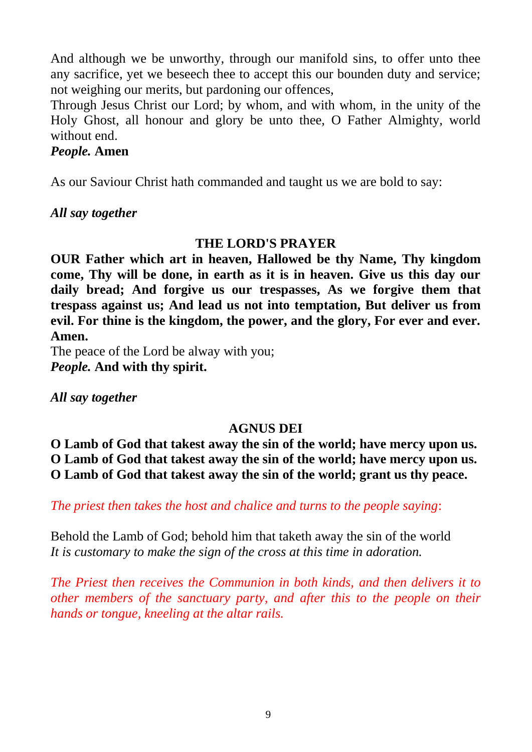And although we be unworthy, through our manifold sins, to offer unto thee any sacrifice, yet we beseech thee to accept this our bounden duty and service; not weighing our merits, but pardoning our offences,
Through Jesus Christ our Lord; by whom, and with whom, in the unity of the Holy Ghost, all honour and glory be unto thee, O Father Almighty, world without end.
***People.* Amen**

As our Saviour Christ hath commanded and taught us we are bold to say:

***All say together***

**THE LORD'S PRAYER**

**OUR Father which art in heaven, Hallowed be thy Name, Thy kingdom come, Thy will be done, in earth as it is in heaven. Give us this day our daily bread; And forgive us our trespasses, As we forgive them that trespass against us; And lead us not into temptation, But deliver us from evil. For thine is the kingdom, the power, and the glory, For ever and ever. Amen.**
The peace of the Lord be alway with you;
***People.* And with thy spirit.**

***All say together***

**AGNUS DEI**

**O Lamb of God that takest away the sin of the world; have mercy upon us.**
**O Lamb of God that takest away the sin of the world; have mercy upon us.**
**O Lamb of God that takest away the sin of the world; grant us thy peace.**

*The priest then takes the host and chalice and turns to the people saying*:

Behold the Lamb of God; behold him that taketh away the sin of the world
*It is customary to make the sign of the cross at this time in adoration.*

*The Priest then receives the Communion in both kinds, and then delivers it to other members of the sanctuary party, and after this to the people on their hands or tongue, kneeling at the altar rails.*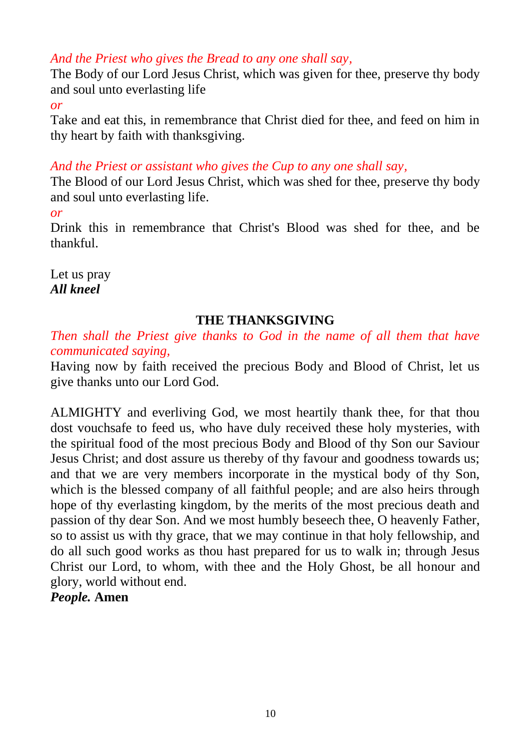*And the Priest who gives the Bread to any one shall say,*

The Body of our Lord Jesus Christ, which was given for thee, preserve thy body and soul unto everlasting life

*or*

Take and eat this, in remembrance that Christ died for thee, and feed on him in thy heart by faith with thanksgiving.

*And the Priest or assistant who gives the Cup to any one shall say,*

The Blood of our Lord Jesus Christ, which was shed for thee, preserve thy body and soul unto everlasting life.

*or*

Drink this in remembrance that Christ's Blood was shed for thee, and be thankful.

Let us pray

***All kneel***

## THE THANKSGIVING

*Then shall the Priest give thanks to God in the name of all them that have communicated saying,*

Having now by faith received the precious Body and Blood of Christ, let us give thanks unto our Lord God.

ALMIGHTY and everliving God, we most heartily thank thee, for that thou dost vouchsafe to feed us, who have duly received these holy mysteries, with the spiritual food of the most precious Body and Blood of thy Son our Saviour Jesus Christ; and dost assure us thereby of thy favour and goodness towards us; and that we are very members incorporate in the mystical body of thy Son, which is the blessed company of all faithful people; and are also heirs through hope of thy everlasting kingdom, by the merits of the most precious death and passion of thy dear Son. And we most humbly beseech thee, O heavenly Father, so to assist us with thy grace, that we may continue in that holy fellowship, and do all such good works as thou hast prepared for us to walk in; through Jesus Christ our Lord, to whom, with thee and the Holy Ghost, be all honour and glory, world without end.

***People.*** **Amen**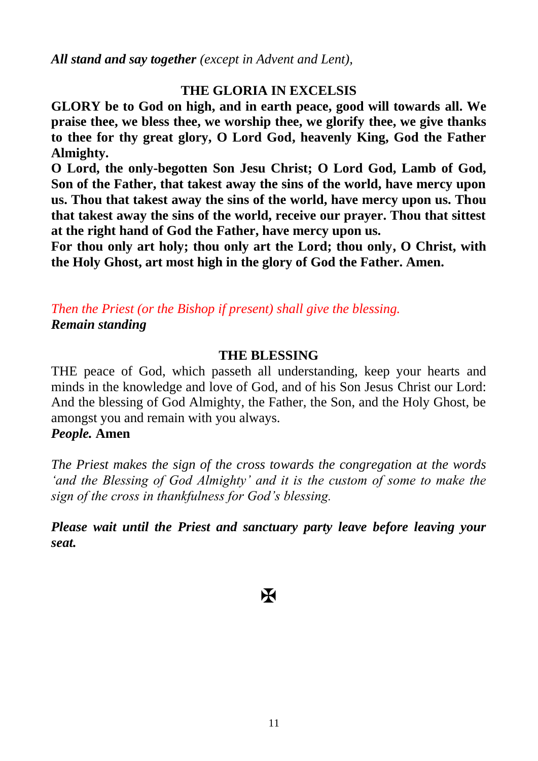***All stand and say together*** *(except in Advent and Lent),*

## THE GLORIA IN EXCELSIS

**GLORY be to God on high, and in earth peace, good will towards all. We praise thee, we bless thee, we worship thee, we glorify thee, we give thanks to thee for thy great glory, O Lord God, heavenly King, God the Father Almighty.**

**O Lord, the only-begotten Son Jesu Christ; O Lord God, Lamb of God, Son of the Father, that takest away the sins of the world, have mercy upon us. Thou that takest away the sins of the world, have mercy upon us. Thou that takest away the sins of the world, receive our prayer. Thou that sittest at the right hand of God the Father, have mercy upon us.**

**For thou only art holy; thou only art the Lord; thou only, O Christ, with the Holy Ghost, art most high in the glory of God the Father. Amen.**

*Then the Priest (or the Bishop if present) shall give the blessing.*

***Remain standing***

## THE BLESSING

THE peace of God, which passeth all understanding, keep your hearts and minds in the knowledge and love of God, and of his Son Jesus Christ our Lord: And the blessing of God Almighty, the Father, the Son, and the Holy Ghost, be amongst you and remain with you always.

***People.*** **Amen**

*The Priest makes the sign of the cross towards the congregation at the words 'and the Blessing of God Almighty' and it is the custom of some to make the sign of the cross in thankfulness for God's blessing.*

***Please wait until the Priest and sanctuary party leave before leaving your seat.***

✠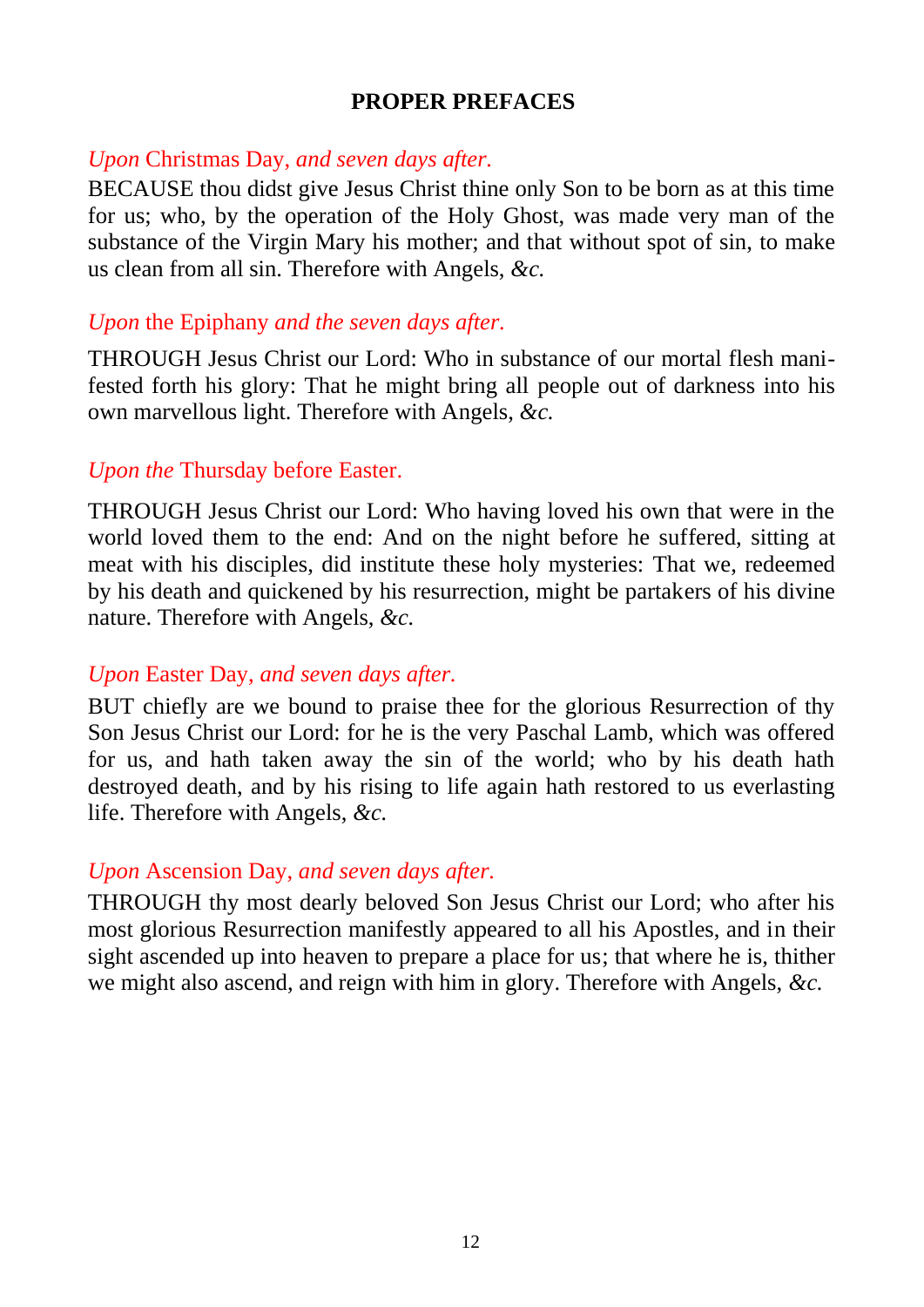## PROPER PREFACES

*Upon* Christmas Day, *and seven days after.*

BECAUSE thou didst give Jesus Christ thine only Son to be born as at this time for us; who, by the operation of the Holy Ghost, was made very man of the substance of the Virgin Mary his mother; and that without spot of sin, to make us clean from all sin. Therefore with Angels, *&c.*

*Upon* the Epiphany *and the seven days after.*

THROUGH Jesus Christ our Lord: Who in substance of our mortal flesh manifested forth his glory: That he might bring all people out of darkness into his own marvellous light. Therefore with Angels, *&c.*

*Upon the* Thursday before Easter.

THROUGH Jesus Christ our Lord: Who having loved his own that were in the world loved them to the end: And on the night before he suffered, sitting at meat with his disciples, did institute these holy mysteries: That we, redeemed by his death and quickened by his resurrection, might be partakers of his divine nature. Therefore with Angels, *&c.*

*Upon* Easter Day, *and seven days after.*

BUT chiefly are we bound to praise thee for the glorious Resurrection of thy Son Jesus Christ our Lord: for he is the very Paschal Lamb, which was offered for us, and hath taken away the sin of the world; who by his death hath destroyed death, and by his rising to life again hath restored to us everlasting life. Therefore with Angels, *&c.*

*Upon* Ascension Day, *and seven days after.*

THROUGH thy most dearly beloved Son Jesus Christ our Lord; who after his most glorious Resurrection manifestly appeared to all his Apostles, and in their sight ascended up into heaven to prepare a place for us; that where he is, thither we might also ascend, and reign with him in glory. Therefore with Angels, *&c.*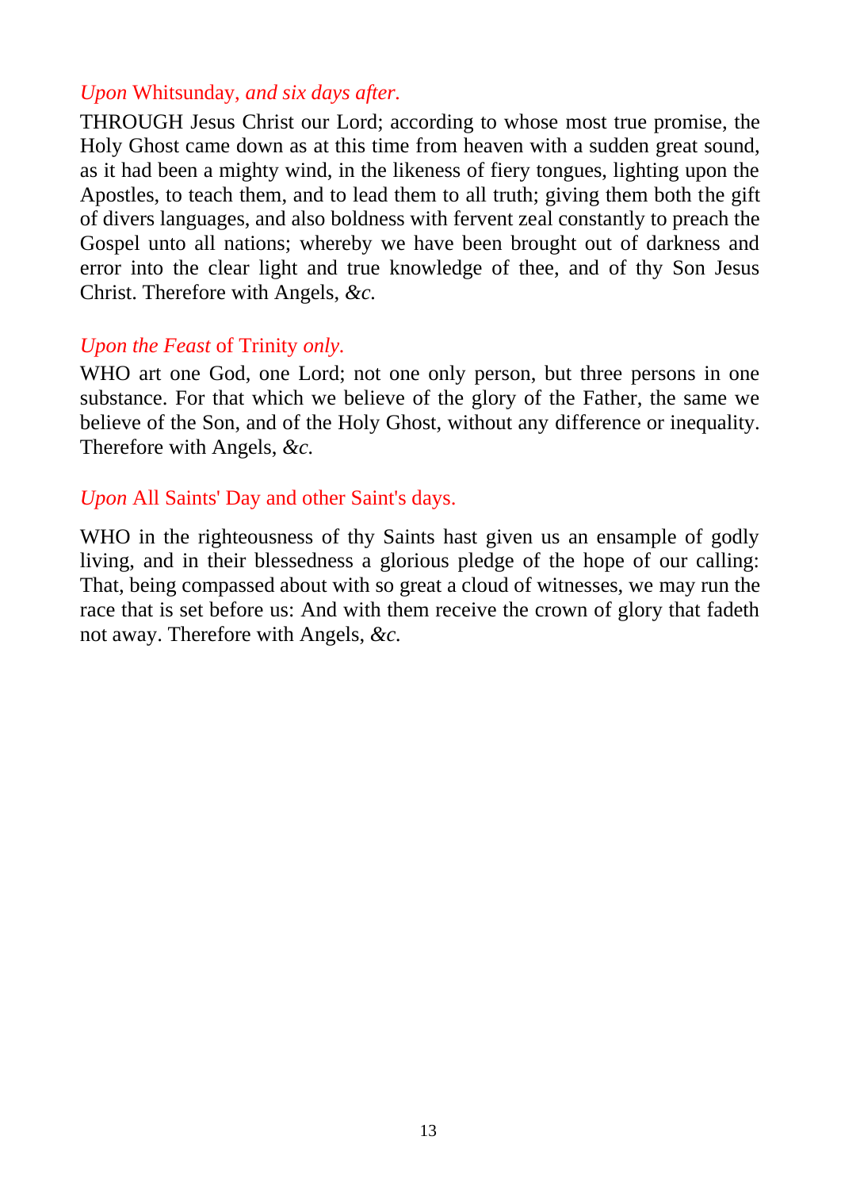*Upon* Whitsunday, *and six days after.*

THROUGH Jesus Christ our Lord; according to whose most true promise, the Holy Ghost came down as at this time from heaven with a sudden great sound, as it had been a mighty wind, in the likeness of fiery tongues, lighting upon the Apostles, to teach them, and to lead them to all truth; giving them both the gift of divers languages, and also boldness with fervent zeal constantly to preach the Gospel unto all nations; whereby we have been brought out of darkness and error into the clear light and true knowledge of thee, and of thy Son Jesus Christ. Therefore with Angels, *&c.*

*Upon the Feast* of Trinity *only.*

WHO art one God, one Lord; not one only person, but three persons in one substance. For that which we believe of the glory of the Father, the same we believe of the Son, and of the Holy Ghost, without any difference or inequality. Therefore with Angels, *&c.*

*Upon* All Saints' Day and other Saint's days.

WHO in the righteousness of thy Saints hast given us an ensample of godly living, and in their blessedness a glorious pledge of the hope of our calling: That, being compassed about with so great a cloud of witnesses, we may run the race that is set before us: And with them receive the crown of glory that fadeth not away. Therefore with Angels, *&c.*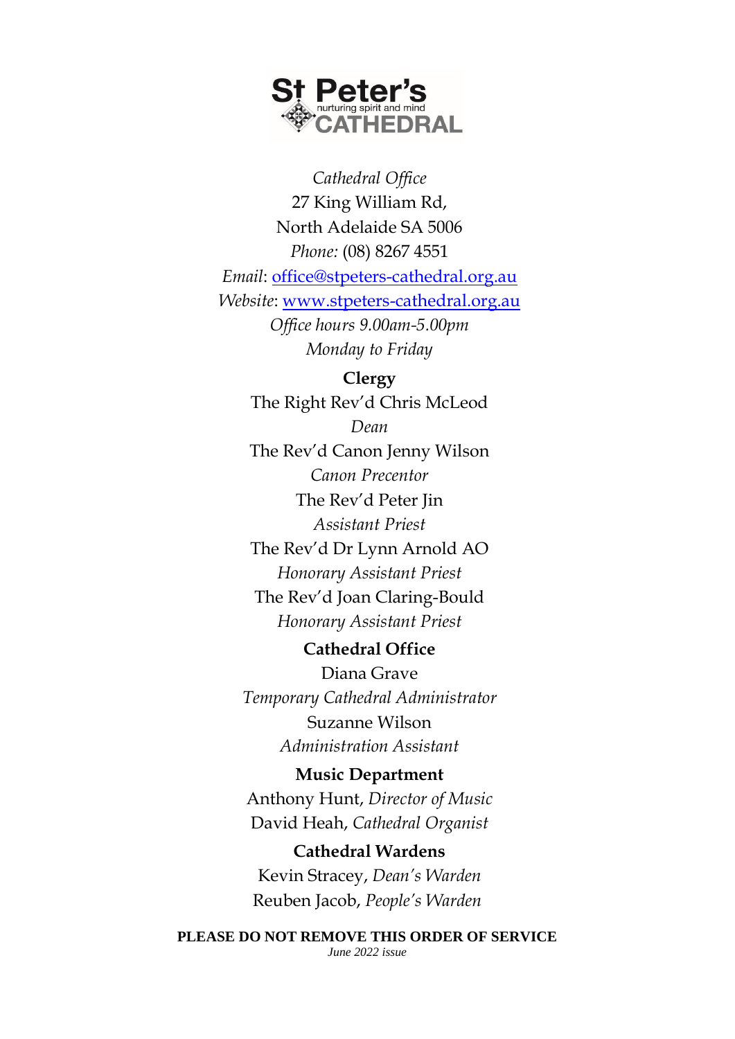St Peter's
nurturing spirit and mind
CATHEDRAL

*Cathedral Office*
27 King William Rd,
North Adelaide SA 5006
*Phone:* (08) 8267 4551
*Email*: office@stpeters-cathedral.org.au
*Website*: www.stpeters-cathedral.org.au
*Office hours 9.00am-5.00pm*
*Monday to Friday*

**Clergy**

The Right Rev'd Chris McLeod
*Dean*
The Rev'd Canon Jenny Wilson
*Canon Precentor*
The Rev'd Peter Jin
*Assistant Priest*
The Rev'd Dr Lynn Arnold AO
*Honorary Assistant Priest*
The Rev'd Joan Claring-Bould
*Honorary Assistant Priest*

**Cathedral Office**

Diana Grave
*Temporary Cathedral Administrator*
Suzanne Wilson
*Administration Assistant*

**Music Department**

Anthony Hunt, *Director of Music*
David Heah, *Cathedral Organist*

**Cathedral Wardens**

Kevin Stracey, *Dean's Warden*
Reuben Jacob, *People's Warden*

**PLEASE DO NOT REMOVE THIS ORDER OF SERVICE**
*June 2022 issue*